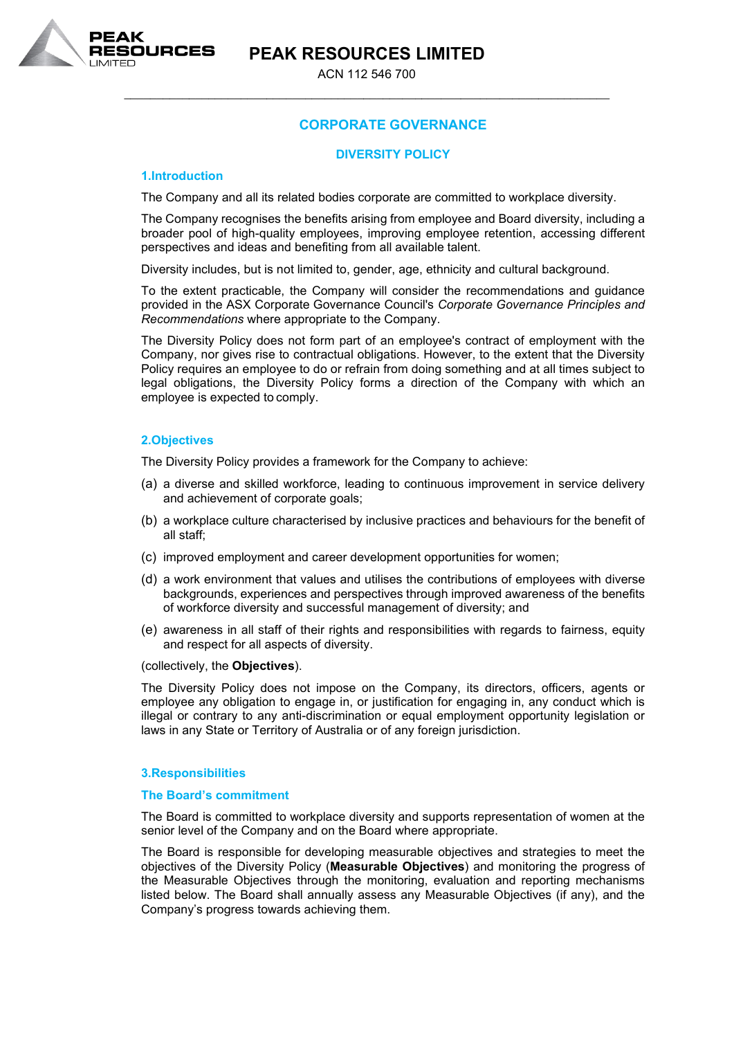# PEAK RESOURCES LIMITED

ACN 112 546 700

## CORPORATE GOVERNANCE

## DIVERSITY POLICY

### 1.Introduction

The Company and all its related bodies corporate are committed to workplace diversity.

The Company recognises the benefits arising from employee and Board diversity, including a broader pool of high-quality employees, improving employee retention, accessing different perspectives and ideas and benefiting from all available talent.

Diversity includes, but is not limited to, gender, age, ethnicity and cultural background.

To the extent practicable, the Company will consider the recommendations and guidance provided in the ASX Corporate Governance Council's *Corporate Governance Principles and Recommendations* where appropriate to the Company.

The Diversity Policy does not form part of an employee's contract of employment with the Company, nor gives rise to contractual obligations. However, to the extent that the Diversity Policy requires an employee to do or refrain from doing something and at all times subject to legal obligations, the Diversity Policy forms a direction of the Company with which an employee is expected to comply.

### 2.Objectives

The Diversity Policy provides a framework for the Company to achieve:

(a) a diverse and skilled workforce, leading to continuous improvement in service delivery and achievement of corporate goals;

(b) a workplace culture characterised by inclusive practices and behaviours for the benefit of all staff;

(c) improved employment and career development opportunities for women;

(d) a work environment that values and utilises the contributions of employees with diverse backgrounds, experiences and perspectives through improved awareness of the benefits of workforce diversity and successful management of diversity; and

(e) awareness in all staff of their rights and responsibilities with regards to fairness, equity and respect for all aspects of diversity.

(collectively, the **Objectives**).

The Diversity Policy does not impose on the Company, its directors, officers, agents or employee any obligation to engage in, or justification for engaging in, any conduct which is illegal or contrary to any anti-discrimination or equal employment opportunity legislation or laws in any State or Territory of Australia or of any foreign jurisdiction.

### 3.Responsibilities

#### The Board's commitment

The Board is committed to workplace diversity and supports representation of women at the senior level of the Company and on the Board where appropriate.

The Board is responsible for developing measurable objectives and strategies to meet the objectives of the Diversity Policy (**Measurable Objectives**) and monitoring the progress of the Measurable Objectives through the monitoring, evaluation and reporting mechanisms listed below. The Board shall annually assess any Measurable Objectives (if any), and the Company's progress towards achieving them.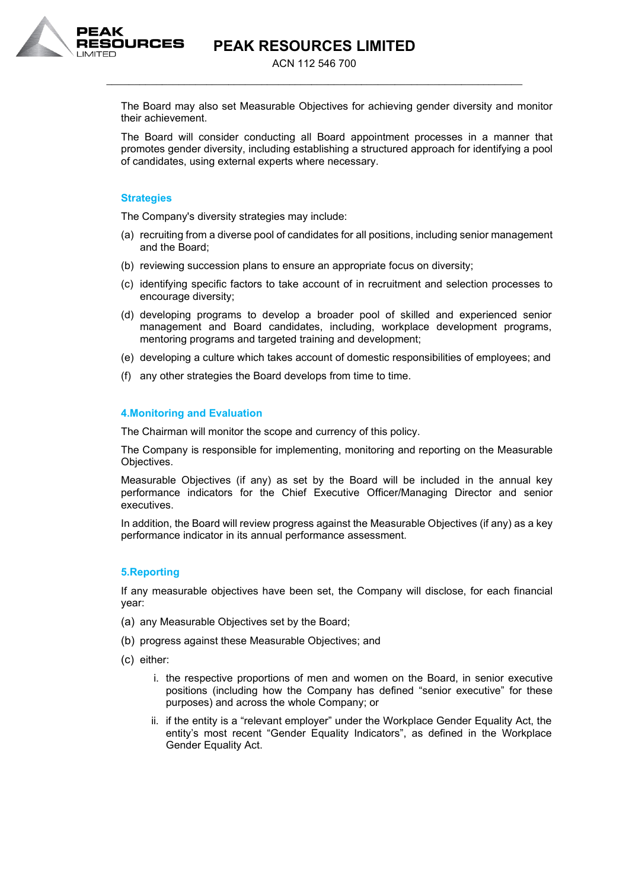The Board may also set Measurable Objectives for achieving gender diversity and monitor their achievement.

The Board will consider conducting all Board appointment processes in a manner that promotes gender diversity, including establishing a structured approach for identifying a pool of candidates, using external experts where necessary.

### Strategies

The Company's diversity strategies may include:

(a) recruiting from a diverse pool of candidates for all positions, including senior management and the Board;

(b) reviewing succession plans to ensure an appropriate focus on diversity;

(c) identifying specific factors to take account of in recruitment and selection processes to encourage diversity;

(d) developing programs to develop a broader pool of skilled and experienced senior management and Board candidates, including, workplace development programs, mentoring programs and targeted training and development;

(e) developing a culture which takes account of domestic responsibilities of employees; and

(f) any other strategies the Board develops from time to time.

### 4.Monitoring and Evaluation

The Chairman will monitor the scope and currency of this policy.

The Company is responsible for implementing, monitoring and reporting on the Measurable Objectives.

Measurable Objectives (if any) as set by the Board will be included in the annual key performance indicators for the Chief Executive Officer/Managing Director and senior executives.

In addition, the Board will review progress against the Measurable Objectives (if any) as a key performance indicator in its annual performance assessment.

### 5.Reporting

If any measurable objectives have been set, the Company will disclose, for each financial year:

(a) any Measurable Objectives set by the Board;

(b) progress against these Measurable Objectives; and

(c) either:

   i. the respective proportions of men and women on the Board, in senior executive positions (including how the Company has defined "senior executive" for these purposes) and across the whole Company; or

   ii. if the entity is a "relevant employer" under the Workplace Gender Equality Act, the entity's most recent "Gender Equality Indicators", as defined in the Workplace Gender Equality Act.